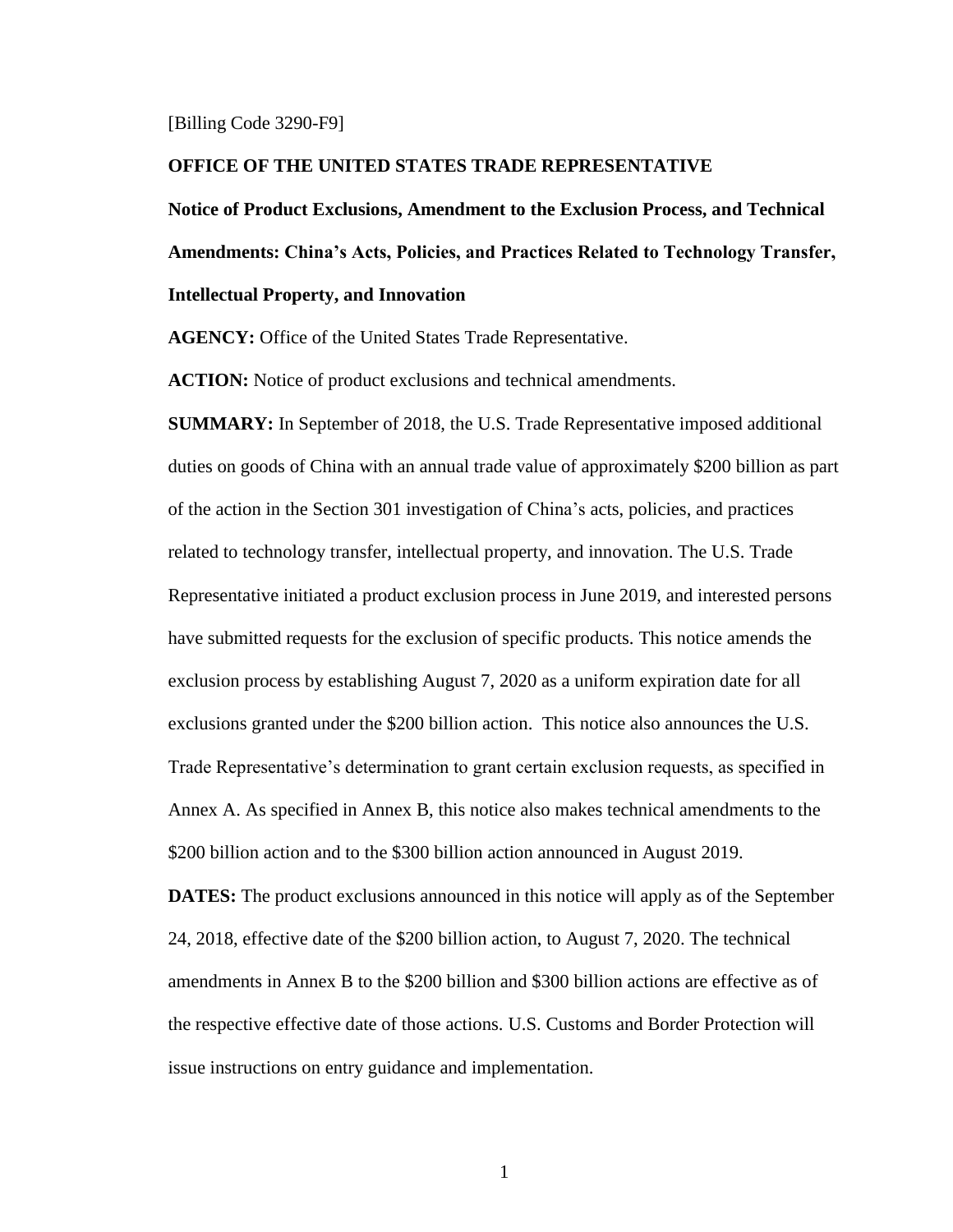[Billing Code 3290-F9]

**OFFICE OF THE UNITED STATES TRADE REPRESENTATIVE**

# Notice of Product Exclusions, Amendment to the Exclusion Process, and Technical Amendments: China's Acts, Policies, and Practices Related to Technology Transfer, Intellectual Property, and Innovation

**AGENCY:** Office of the United States Trade Representative.

**ACTION:** Notice of product exclusions and technical amendments.

**SUMMARY:** In September of 2018, the U.S. Trade Representative imposed additional duties on goods of China with an annual trade value of approximately $200 billion as part of the action in the Section 301 investigation of China's acts, policies, and practices related to technology transfer, intellectual property, and innovation. The U.S. Trade Representative initiated a product exclusion process in June 2019, and interested persons have submitted requests for the exclusion of specific products. This notice amends the exclusion process by establishing August 7, 2020 as a uniform expiration date for all exclusions granted under the $200 billion action. This notice also announces the U.S. Trade Representative's determination to grant certain exclusion requests, as specified in Annex A. As specified in Annex B, this notice also makes technical amendments to the $200 billion action and to the $300 billion action announced in August 2019.

**DATES:** The product exclusions announced in this notice will apply as of the September 24, 2018, effective date of the $200 billion action, to August 7, 2020. The technical amendments in Annex B to the $200 billion and $300 billion actions are effective as of the respective effective date of those actions. U.S. Customs and Border Protection will issue instructions on entry guidance and implementation.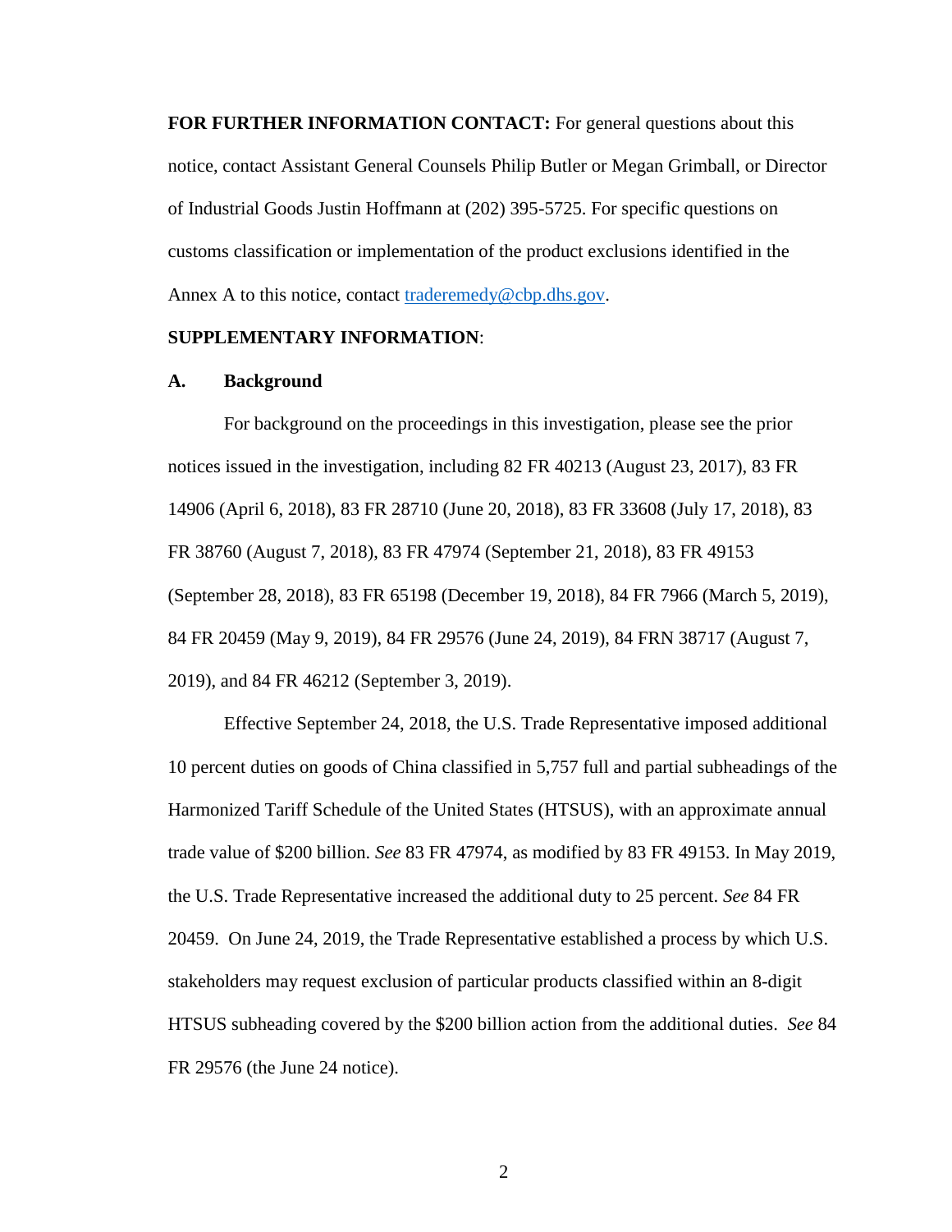**FOR FURTHER INFORMATION CONTACT:** For general questions about this notice, contact Assistant General Counsels Philip Butler or Megan Grimball, or Director of Industrial Goods Justin Hoffmann at (202) 395-5725. For specific questions on customs classification or implementation of the product exclusions identified in the Annex A to this notice, contact traderemedy@cbp.dhs.gov.

**SUPPLEMENTARY INFORMATION**:

**A. Background**

For background on the proceedings in this investigation, please see the prior notices issued in the investigation, including 82 FR 40213 (August 23, 2017), 83 FR 14906 (April 6, 2018), 83 FR 28710 (June 20, 2018), 83 FR 33608 (July 17, 2018), 83 FR 38760 (August 7, 2018), 83 FR 47974 (September 21, 2018), 83 FR 49153 (September 28, 2018), 83 FR 65198 (December 19, 2018), 84 FR 7966 (March 5, 2019), 84 FR 20459 (May 9, 2019), 84 FR 29576 (June 24, 2019), 84 FRN 38717 (August 7, 2019), and 84 FR 46212 (September 3, 2019).

Effective September 24, 2018, the U.S. Trade Representative imposed additional 10 percent duties on goods of China classified in 5,757 full and partial subheadings of the Harmonized Tariff Schedule of the United States (HTSUS), with an approximate annual trade value of $200 billion. *See* 83 FR 47974, as modified by 83 FR 49153. In May 2019, the U.S. Trade Representative increased the additional duty to 25 percent. *See* 84 FR 20459. On June 24, 2019, the Trade Representative established a process by which U.S. stakeholders may request exclusion of particular products classified within an 8-digit HTSUS subheading covered by the $200 billion action from the additional duties. *See* 84 FR 29576 (the June 24 notice).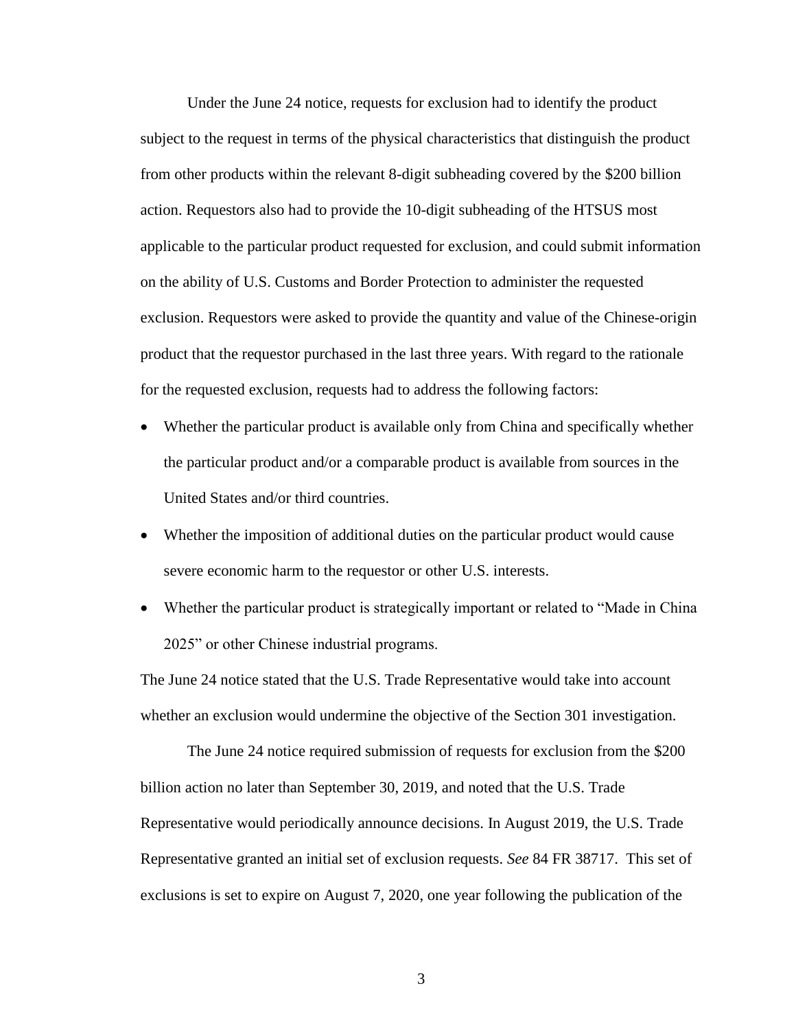Under the June 24 notice, requests for exclusion had to identify the product subject to the request in terms of the physical characteristics that distinguish the product from other products within the relevant 8-digit subheading covered by the $200 billion action. Requestors also had to provide the 10-digit subheading of the HTSUS most applicable to the particular product requested for exclusion, and could submit information on the ability of U.S. Customs and Border Protection to administer the requested exclusion. Requestors were asked to provide the quantity and value of the Chinese-origin product that the requestor purchased in the last three years. With regard to the rationale for the requested exclusion, requests had to address the following factors:

- Whether the particular product is available only from China and specifically whether the particular product and/or a comparable product is available from sources in the United States and/or third countries.
- Whether the imposition of additional duties on the particular product would cause severe economic harm to the requestor or other U.S. interests.
- Whether the particular product is strategically important or related to "Made in China 2025" or other Chinese industrial programs.

The June 24 notice stated that the U.S. Trade Representative would take into account whether an exclusion would undermine the objective of the Section 301 investigation.

The June 24 notice required submission of requests for exclusion from the $200 billion action no later than September 30, 2019, and noted that the U.S. Trade Representative would periodically announce decisions. In August 2019, the U.S. Trade Representative granted an initial set of exclusion requests. *See* 84 FR 38717. This set of exclusions is set to expire on August 7, 2020, one year following the publication of the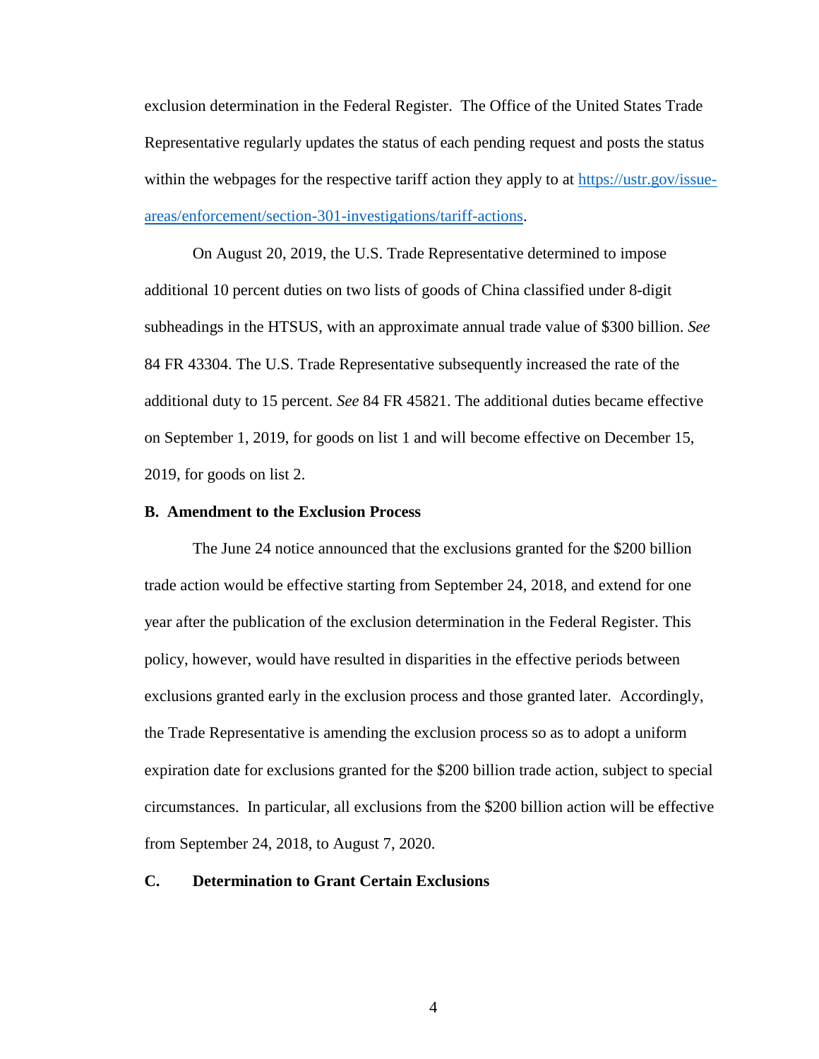exclusion determination in the Federal Register. The Office of the United States Trade Representative regularly updates the status of each pending request and posts the status within the webpages for the respective tariff action they apply to at [https://ustr.gov/issue-areas/enforcement/section-301-investigations/tariff-actions](https://ustr.gov/issue-areas/enforcement/section-301-investigations/tariff-actions).

On August 20, 2019, the U.S. Trade Representative determined to impose additional 10 percent duties on two lists of goods of China classified under 8-digit subheadings in the HTSUS, with an approximate annual trade value of $300 billion. *See* 84 FR 43304. The U.S. Trade Representative subsequently increased the rate of the additional duty to 15 percent. *See* 84 FR 45821. The additional duties became effective on September 1, 2019, for goods on list 1 and will become effective on December 15, 2019, for goods on list 2.

### B. Amendment to the Exclusion Process

The June 24 notice announced that the exclusions granted for the $200 billion trade action would be effective starting from September 24, 2018, and extend for one year after the publication of the exclusion determination in the Federal Register. This policy, however, would have resulted in disparities in the effective periods between exclusions granted early in the exclusion process and those granted later. Accordingly, the Trade Representative is amending the exclusion process so as to adopt a uniform expiration date for exclusions granted for the $200 billion trade action, subject to special circumstances. In particular, all exclusions from the $200 billion action will be effective from September 24, 2018, to August 7, 2020.

### C. Determination to Grant Certain Exclusions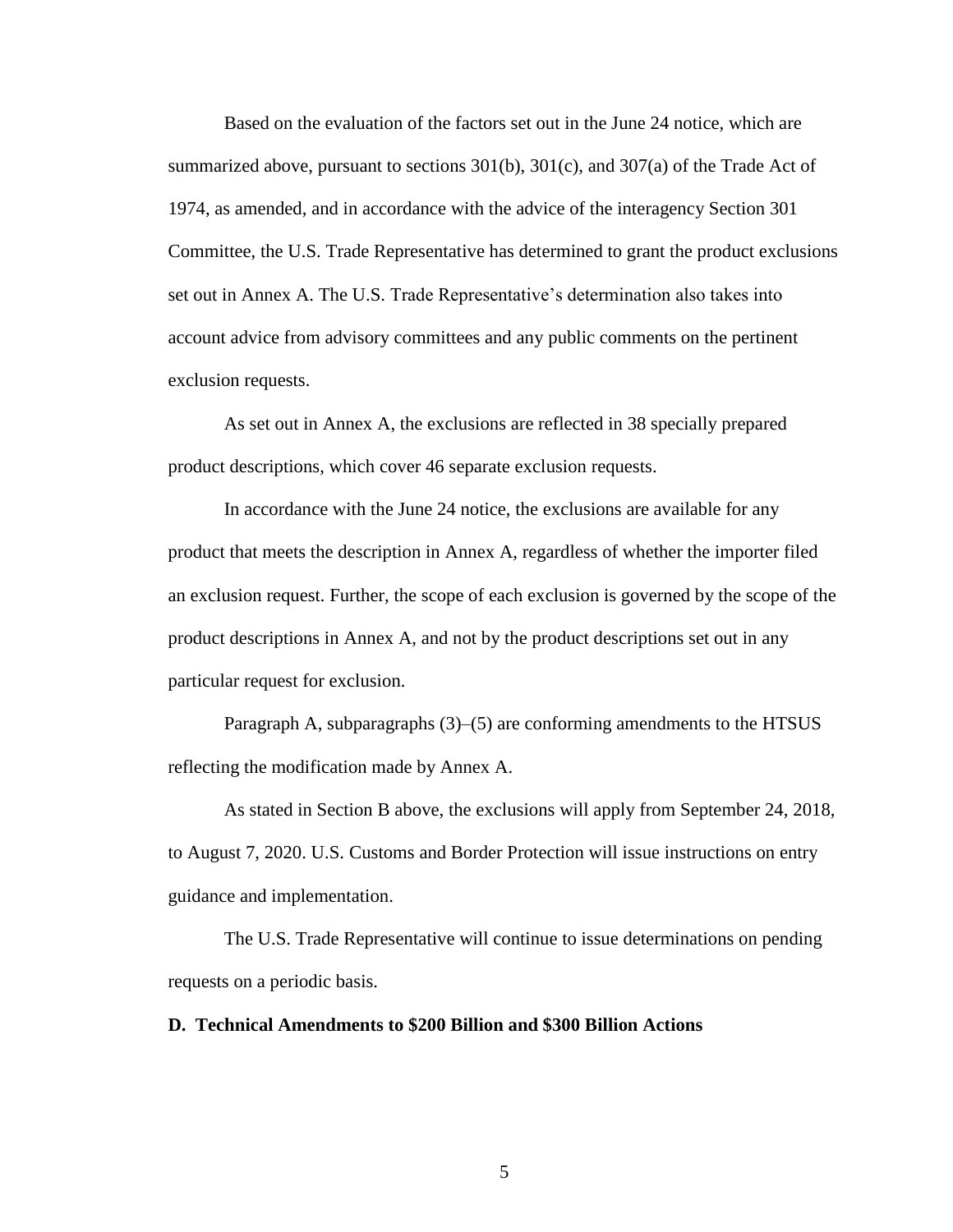Based on the evaluation of the factors set out in the June 24 notice, which are summarized above, pursuant to sections 301(b), 301(c), and 307(a) of the Trade Act of 1974, as amended, and in accordance with the advice of the interagency Section 301 Committee, the U.S. Trade Representative has determined to grant the product exclusions set out in Annex A. The U.S. Trade Representative's determination also takes into account advice from advisory committees and any public comments on the pertinent exclusion requests.

As set out in Annex A, the exclusions are reflected in 38 specially prepared product descriptions, which cover 46 separate exclusion requests.

In accordance with the June 24 notice, the exclusions are available for any product that meets the description in Annex A, regardless of whether the importer filed an exclusion request. Further, the scope of each exclusion is governed by the scope of the product descriptions in Annex A, and not by the product descriptions set out in any particular request for exclusion.

Paragraph A, subparagraphs (3)–(5) are conforming amendments to the HTSUS reflecting the modification made by Annex A.

As stated in Section B above, the exclusions will apply from September 24, 2018, to August 7, 2020. U.S. Customs and Border Protection will issue instructions on entry guidance and implementation.

The U.S. Trade Representative will continue to issue determinations on pending requests on a periodic basis.

**D. Technical Amendments to $200 Billion and $300 Billion Actions**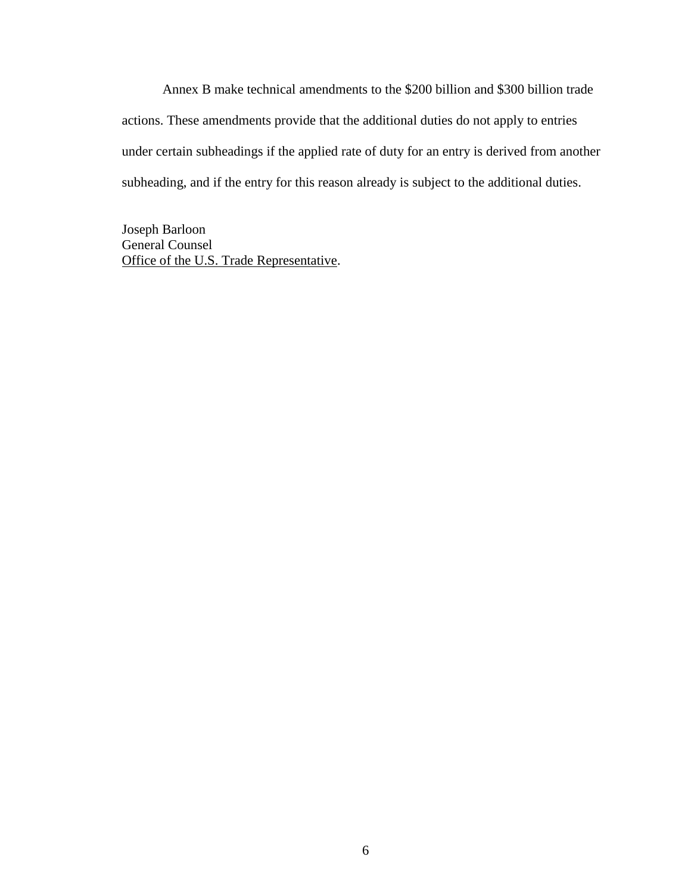Annex B make technical amendments to the $200 billion and $300 billion trade actions. These amendments provide that the additional duties do not apply to entries under certain subheadings if the applied rate of duty for an entry is derived from another subheading, and if the entry for this reason already is subject to the additional duties.

Joseph Barloon  
General Counsel  
Office of the U.S. Trade Representative.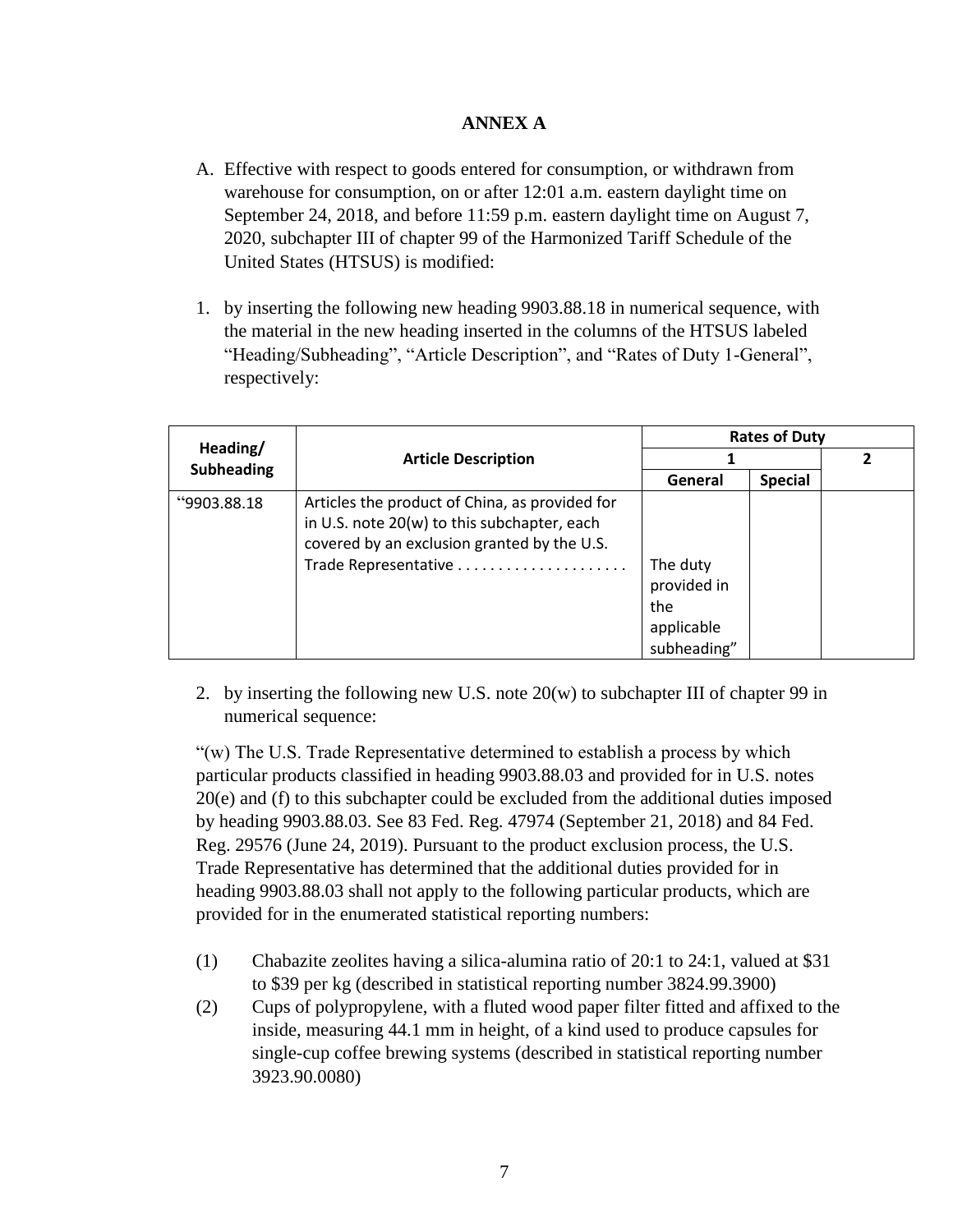# ANNEX A

A. Effective with respect to goods entered for consumption, or withdrawn from warehouse for consumption, on or after 12:01 a.m. eastern daylight time on September 24, 2018, and before 11:59 p.m. eastern daylight time on August 7, 2020, subchapter III of chapter 99 of the Harmonized Tariff Schedule of the United States (HTSUS) is modified:

1. by inserting the following new heading 9903.88.18 in numerical sequence, with the material in the new heading inserted in the columns of the HTSUS labeled "Heading/Subheading", "Article Description", and "Rates of Duty 1-General", respectively:

| Heading/ Subheading | Article Description | Rates of Duty | | |
|---|---|---|---|---|
| | | 1 | | 2 |
| | | General | Special | |
| "9903.88.18 | Articles the product of China, as provided for in U.S. note 20(w) to this subchapter, each covered by an exclusion granted by the U.S. Trade Representative . . . . . . . . . . . . . . . . . . . . | The duty provided in the applicable subheading" | | |

2. by inserting the following new U.S. note 20(w) to subchapter III of chapter 99 in numerical sequence:

"(w) The U.S. Trade Representative determined to establish a process by which particular products classified in heading 9903.88.03 and provided for in U.S. notes 20(e) and (f) to this subchapter could be excluded from the additional duties imposed by heading 9903.88.03. See 83 Fed. Reg. 47974 (September 21, 2018) and 84 Fed. Reg. 29576 (June 24, 2019). Pursuant to the product exclusion process, the U.S. Trade Representative has determined that the additional duties provided for in heading 9903.88.03 shall not apply to the following particular products, which are provided for in the enumerated statistical reporting numbers:

(1) Chabazite zeolites having a silica-alumina ratio of 20:1 to 24:1, valued at $31 to $39 per kg (described in statistical reporting number 3824.99.3900)

(2) Cups of polypropylene, with a fluted wood paper filter fitted and affixed to the inside, measuring 44.1 mm in height, of a kind used to produce capsules for single-cup coffee brewing systems (described in statistical reporting number 3923.90.0080)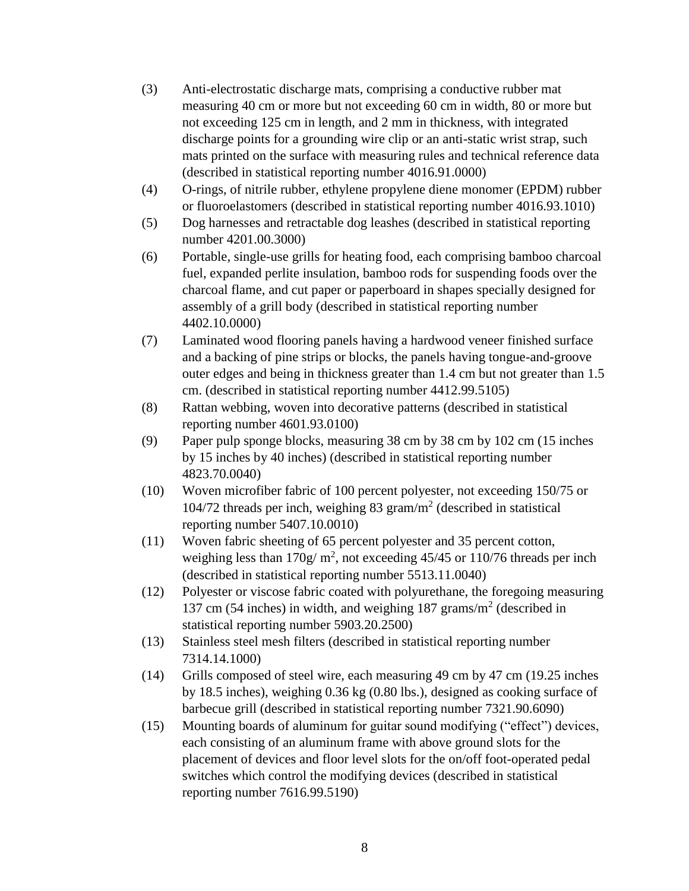(3) Anti-electrostatic discharge mats, comprising a conductive rubber mat measuring 40 cm or more but not exceeding 60 cm in width, 80 or more but not exceeding 125 cm in length, and 2 mm in thickness, with integrated discharge points for a grounding wire clip or an anti-static wrist strap, such mats printed on the surface with measuring rules and technical reference data (described in statistical reporting number 4016.91.0000)

(4) O-rings, of nitrile rubber, ethylene propylene diene monomer (EPDM) rubber or fluoroelastomers (described in statistical reporting number 4016.93.1010)

(5) Dog harnesses and retractable dog leashes (described in statistical reporting number 4201.00.3000)

(6) Portable, single-use grills for heating food, each comprising bamboo charcoal fuel, expanded perlite insulation, bamboo rods for suspending foods over the charcoal flame, and cut paper or paperboard in shapes specially designed for assembly of a grill body (described in statistical reporting number 4402.10.0000)

(7) Laminated wood flooring panels having a hardwood veneer finished surface and a backing of pine strips or blocks, the panels having tongue-and-groove outer edges and being in thickness greater than 1.4 cm but not greater than 1.5 cm. (described in statistical reporting number 4412.99.5105)

(8) Rattan webbing, woven into decorative patterns (described in statistical reporting number 4601.93.0100)

(9) Paper pulp sponge blocks, measuring 38 cm by 38 cm by 102 cm (15 inches by 15 inches by 40 inches) (described in statistical reporting number 4823.70.0040)

(10) Woven microfiber fabric of 100 percent polyester, not exceeding 150/75 or 104/72 threads per inch, weighing 83 gram/$m^2$ (described in statistical reporting number 5407.10.0010)

(11) Woven fabric sheeting of 65 percent polyester and 35 percent cotton, weighing less than 170g/ $m^2$, not exceeding 45/45 or 110/76 threads per inch (described in statistical reporting number 5513.11.0040)

(12) Polyester or viscose fabric coated with polyurethane, the foregoing measuring 137 cm (54 inches) in width, and weighing 187 grams/$m^2$ (described in statistical reporting number 5903.20.2500)

(13) Stainless steel mesh filters (described in statistical reporting number 7314.14.1000)

(14) Grills composed of steel wire, each measuring 49 cm by 47 cm (19.25 inches by 18.5 inches), weighing 0.36 kg (0.80 lbs.), designed as cooking surface of barbecue grill (described in statistical reporting number 7321.90.6090)

(15) Mounting boards of aluminum for guitar sound modifying ("effect") devices, each consisting of an aluminum frame with above ground slots for the placement of devices and floor level slots for the on/off foot-operated pedal switches which control the modifying devices (described in statistical reporting number 7616.99.5190)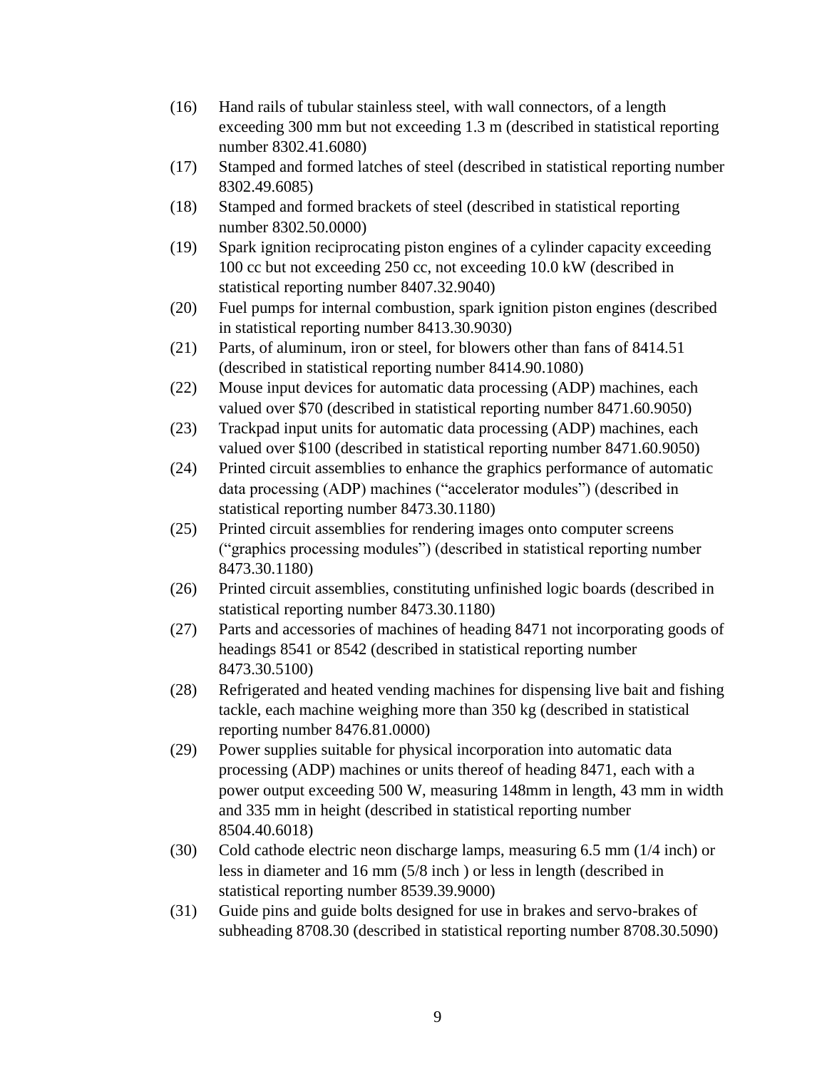(16) Hand rails of tubular stainless steel, with wall connectors, of a length exceeding 300 mm but not exceeding 1.3 m (described in statistical reporting number 8302.41.6080)

(17) Stamped and formed latches of steel (described in statistical reporting number 8302.49.6085)

(18) Stamped and formed brackets of steel (described in statistical reporting number 8302.50.0000)

(19) Spark ignition reciprocating piston engines of a cylinder capacity exceeding 100 cc but not exceeding 250 cc, not exceeding 10.0 kW (described in statistical reporting number 8407.32.9040)

(20) Fuel pumps for internal combustion, spark ignition piston engines (described in statistical reporting number 8413.30.9030)

(21) Parts, of aluminum, iron or steel, for blowers other than fans of 8414.51 (described in statistical reporting number 8414.90.1080)

(22) Mouse input devices for automatic data processing (ADP) machines, each valued over $70 (described in statistical reporting number 8471.60.9050)

(23) Trackpad input units for automatic data processing (ADP) machines, each valued over $100 (described in statistical reporting number 8471.60.9050)

(24) Printed circuit assemblies to enhance the graphics performance of automatic data processing (ADP) machines ("accelerator modules") (described in statistical reporting number 8473.30.1180)

(25) Printed circuit assemblies for rendering images onto computer screens ("graphics processing modules") (described in statistical reporting number 8473.30.1180)

(26) Printed circuit assemblies, constituting unfinished logic boards (described in statistical reporting number 8473.30.1180)

(27) Parts and accessories of machines of heading 8471 not incorporating goods of headings 8541 or 8542 (described in statistical reporting number 8473.30.5100)

(28) Refrigerated and heated vending machines for dispensing live bait and fishing tackle, each machine weighing more than 350 kg (described in statistical reporting number 8476.81.0000)

(29) Power supplies suitable for physical incorporation into automatic data processing (ADP) machines or units thereof of heading 8471, each with a power output exceeding 500 W, measuring 148mm in length, 43 mm in width and 335 mm in height (described in statistical reporting number 8504.40.6018)

(30) Cold cathode electric neon discharge lamps, measuring 6.5 mm (1/4 inch) or less in diameter and 16 mm (5/8 inch ) or less in length (described in statistical reporting number 8539.39.9000)

(31) Guide pins and guide bolts designed for use in brakes and servo-brakes of subheading 8708.30 (described in statistical reporting number 8708.30.5090)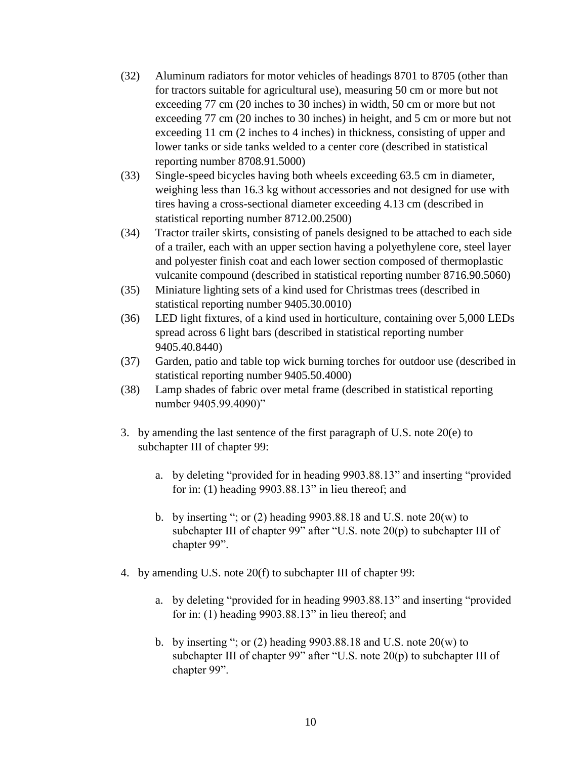(32) Aluminum radiators for motor vehicles of headings 8701 to 8705 (other than for tractors suitable for agricultural use), measuring 50 cm or more but not exceeding 77 cm (20 inches to 30 inches) in width, 50 cm or more but not exceeding 77 cm (20 inches to 30 inches) in height, and 5 cm or more but not exceeding 11 cm (2 inches to 4 inches) in thickness, consisting of upper and lower tanks or side tanks welded to a center core (described in statistical reporting number 8708.91.5000)

(33) Single-speed bicycles having both wheels exceeding 63.5 cm in diameter, weighing less than 16.3 kg without accessories and not designed for use with tires having a cross-sectional diameter exceeding 4.13 cm (described in statistical reporting number 8712.00.2500)

(34) Tractor trailer skirts, consisting of panels designed to be attached to each side of a trailer, each with an upper section having a polyethylene core, steel layer and polyester finish coat and each lower section composed of thermoplastic vulcanite compound (described in statistical reporting number 8716.90.5060)

(35) Miniature lighting sets of a kind used for Christmas trees (described in statistical reporting number 9405.30.0010)

(36) LED light fixtures, of a kind used in horticulture, containing over 5,000 LEDs spread across 6 light bars (described in statistical reporting number 9405.40.8440)

(37) Garden, patio and table top wick burning torches for outdoor use (described in statistical reporting number 9405.50.4000)

(38) Lamp shades of fabric over metal frame (described in statistical reporting number 9405.99.4090)"

3. by amending the last sentence of the first paragraph of U.S. note 20(e) to subchapter III of chapter 99:

   a. by deleting "provided for in heading 9903.88.13" and inserting "provided for in: (1) heading 9903.88.13" in lieu thereof; and

   b. by inserting "; or (2) heading 9903.88.18 and U.S. note 20(w) to subchapter III of chapter 99" after "U.S. note 20(p) to subchapter III of chapter 99".

4. by amending U.S. note 20(f) to subchapter III of chapter 99:

   a. by deleting "provided for in heading 9903.88.13" and inserting "provided for in: (1) heading 9903.88.13" in lieu thereof; and

   b. by inserting "; or (2) heading 9903.88.18 and U.S. note 20(w) to subchapter III of chapter 99" after "U.S. note 20(p) to subchapter III of chapter 99".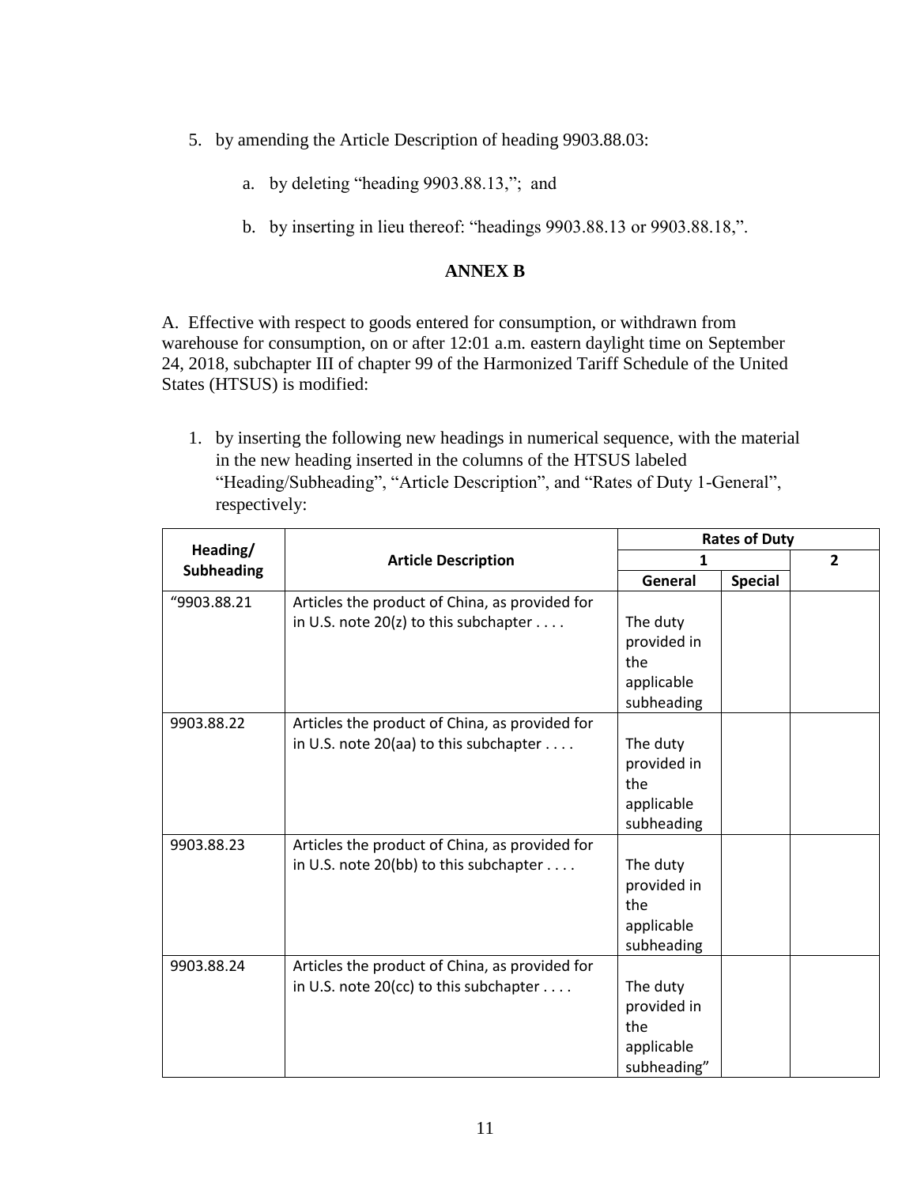5. by amending the Article Description of heading 9903.88.03:

    a. by deleting "heading 9903.88.13,"; and

    b. by inserting in lieu thereof: "headings 9903.88.13 or 9903.88.18,".

## ANNEX B

A. Effective with respect to goods entered for consumption, or withdrawn from warehouse for consumption, on or after 12:01 a.m. eastern daylight time on September 24, 2018, subchapter III of chapter 99 of the Harmonized Tariff Schedule of the United States (HTSUS) is modified:

1. by inserting the following new headings in numerical sequence, with the material in the new heading inserted in the columns of the HTSUS labeled "Heading/Subheading", "Article Description", and "Rates of Duty 1-General", respectively:

| Heading/ Subheading | Article Description | Rates of Duty | | |
|---|---|---|---|---|
| | | 1 | | 2 |
| | | General | Special | |
| "9903.88.21 | Articles the product of China, as provided for in U.S. note 20(z) to this subchapter . . . . | The duty provided in the applicable subheading | | |
| 9903.88.22 | Articles the product of China, as provided for in U.S. note 20(aa) to this subchapter . . . . | The duty provided in the applicable subheading | | |
| 9903.88.23 | Articles the product of China, as provided for in U.S. note 20(bb) to this subchapter . . . . | The duty provided in the applicable subheading | | |
| 9903.88.24 | Articles the product of China, as provided for in U.S. note 20(cc) to this subchapter . . . . | The duty provided in the applicable subheading" | | |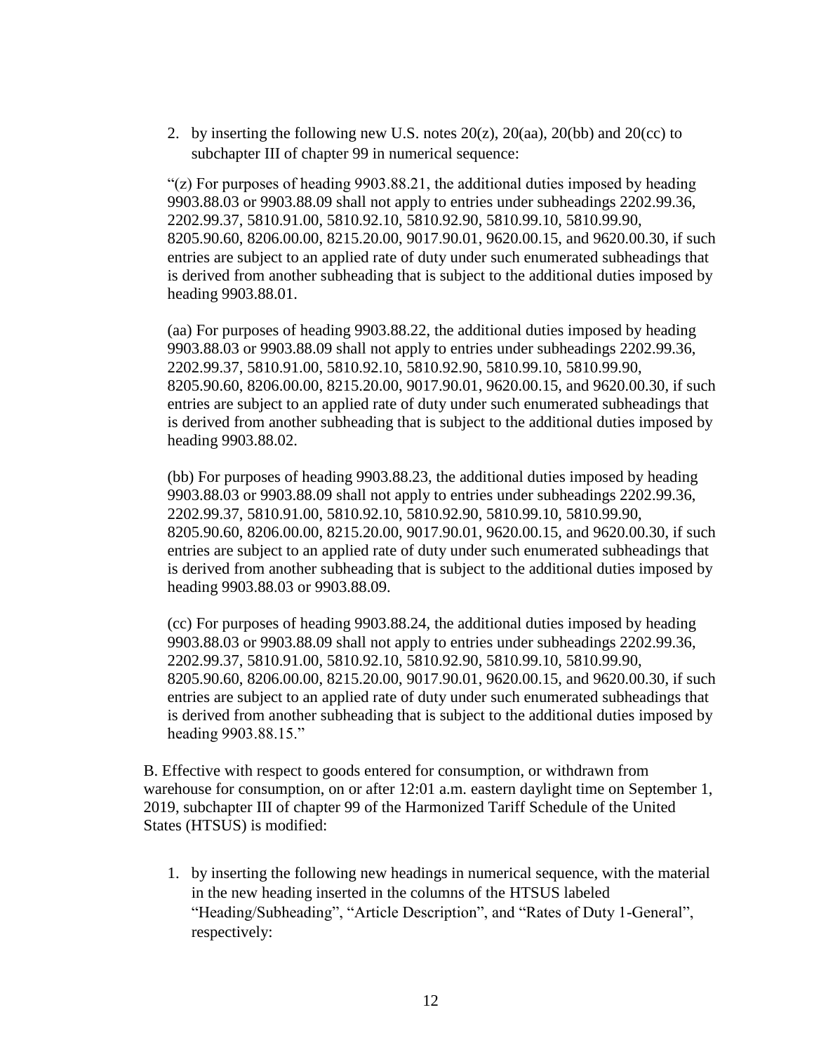2. by inserting the following new U.S. notes 20(z), 20(aa), 20(bb) and 20(cc) to subchapter III of chapter 99 in numerical sequence:

"(z) For purposes of heading 9903.88.21, the additional duties imposed by heading 9903.88.03 or 9903.88.09 shall not apply to entries under subheadings 2202.99.36, 2202.99.37, 5810.91.00, 5810.92.10, 5810.92.90, 5810.99.10, 5810.99.90, 8205.90.60, 8206.00.00, 8215.20.00, 9017.90.01, 9620.00.15, and 9620.00.30, if such entries are subject to an applied rate of duty under such enumerated subheadings that is derived from another subheading that is subject to the additional duties imposed by heading 9903.88.01.

(aa) For purposes of heading 9903.88.22, the additional duties imposed by heading 9903.88.03 or 9903.88.09 shall not apply to entries under subheadings 2202.99.36, 2202.99.37, 5810.91.00, 5810.92.10, 5810.92.90, 5810.99.10, 5810.99.90, 8205.90.60, 8206.00.00, 8215.20.00, 9017.90.01, 9620.00.15, and 9620.00.30, if such entries are subject to an applied rate of duty under such enumerated subheadings that is derived from another subheading that is subject to the additional duties imposed by heading 9903.88.02.

(bb) For purposes of heading 9903.88.23, the additional duties imposed by heading 9903.88.03 or 9903.88.09 shall not apply to entries under subheadings 2202.99.36, 2202.99.37, 5810.91.00, 5810.92.10, 5810.92.90, 5810.99.10, 5810.99.90, 8205.90.60, 8206.00.00, 8215.20.00, 9017.90.01, 9620.00.15, and 9620.00.30, if such entries are subject to an applied rate of duty under such enumerated subheadings that is derived from another subheading that is subject to the additional duties imposed by heading 9903.88.03 or 9903.88.09.

(cc) For purposes of heading 9903.88.24, the additional duties imposed by heading 9903.88.03 or 9903.88.09 shall not apply to entries under subheadings 2202.99.36, 2202.99.37, 5810.91.00, 5810.92.10, 5810.92.90, 5810.99.10, 5810.99.90, 8205.90.60, 8206.00.00, 8215.20.00, 9017.90.01, 9620.00.15, and 9620.00.30, if such entries are subject to an applied rate of duty under such enumerated subheadings that is derived from another subheading that is subject to the additional duties imposed by heading 9903.88.15."

B. Effective with respect to goods entered for consumption, or withdrawn from warehouse for consumption, on or after 12:01 a.m. eastern daylight time on September 1, 2019, subchapter III of chapter 99 of the Harmonized Tariff Schedule of the United States (HTSUS) is modified:

1. by inserting the following new headings in numerical sequence, with the material in the new heading inserted in the columns of the HTSUS labeled "Heading/Subheading", "Article Description", and "Rates of Duty 1-General", respectively: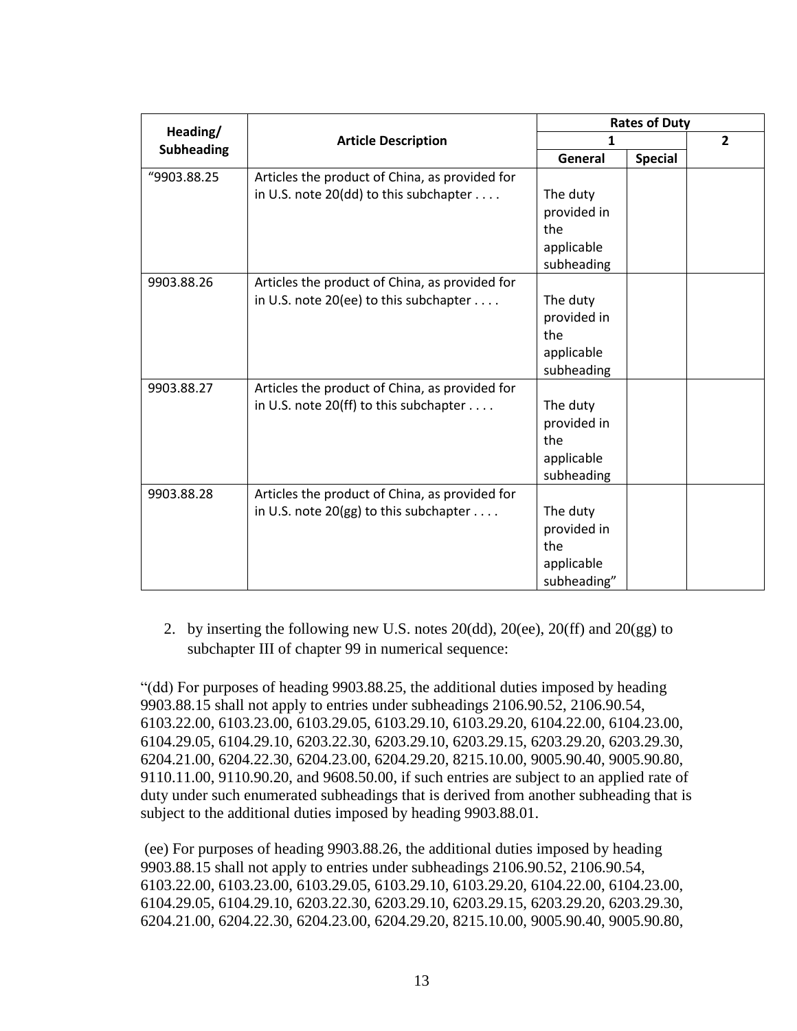| Heading/ Subheading | Article Description | Rates of Duty | | |
|---|---|---|---|---|
| | | 1 | | 2 |
| | | General | Special | |
| "9903.88.25 | Articles the product of China, as provided for in U.S. note 20(dd) to this subchapter . . . . | The duty provided in the applicable subheading | | |
| 9903.88.26 | Articles the product of China, as provided for in U.S. note 20(ee) to this subchapter . . . . | The duty provided in the applicable subheading | | |
| 9903.88.27 | Articles the product of China, as provided for in U.S. note 20(ff) to this subchapter . . . . | The duty provided in the applicable subheading | | |
| 9903.88.28 | Articles the product of China, as provided for in U.S. note 20(gg) to this subchapter . . . . | The duty provided in the applicable subheading" | | |

2. by inserting the following new U.S. notes 20(dd), 20(ee), 20(ff) and 20(gg) to subchapter III of chapter 99 in numerical sequence:

"(dd) For purposes of heading 9903.88.25, the additional duties imposed by heading 9903.88.15 shall not apply to entries under subheadings 2106.90.52, 2106.90.54, 6103.22.00, 6103.23.00, 6103.29.05, 6103.29.10, 6103.29.20, 6104.22.00, 6104.23.00, 6104.29.05, 6104.29.10, 6203.22.30, 6203.29.10, 6203.29.15, 6203.29.20, 6203.29.30, 6204.21.00, 6204.22.30, 6204.23.00, 6204.29.20, 8215.10.00, 9005.90.40, 9005.90.80, 9110.11.00, 9110.90.20, and 9608.50.00, if such entries are subject to an applied rate of duty under such enumerated subheadings that is derived from another subheading that is subject to the additional duties imposed by heading 9903.88.01.

(ee) For purposes of heading 9903.88.26, the additional duties imposed by heading 9903.88.15 shall not apply to entries under subheadings 2106.90.52, 2106.90.54, 6103.22.00, 6103.23.00, 6103.29.05, 6103.29.10, 6103.29.20, 6104.22.00, 6104.23.00, 6104.29.05, 6104.29.10, 6203.22.30, 6203.29.10, 6203.29.15, 6203.29.20, 6203.29.30, 6204.21.00, 6204.22.30, 6204.23.00, 6204.29.20, 8215.10.00, 9005.90.40, 9005.90.80,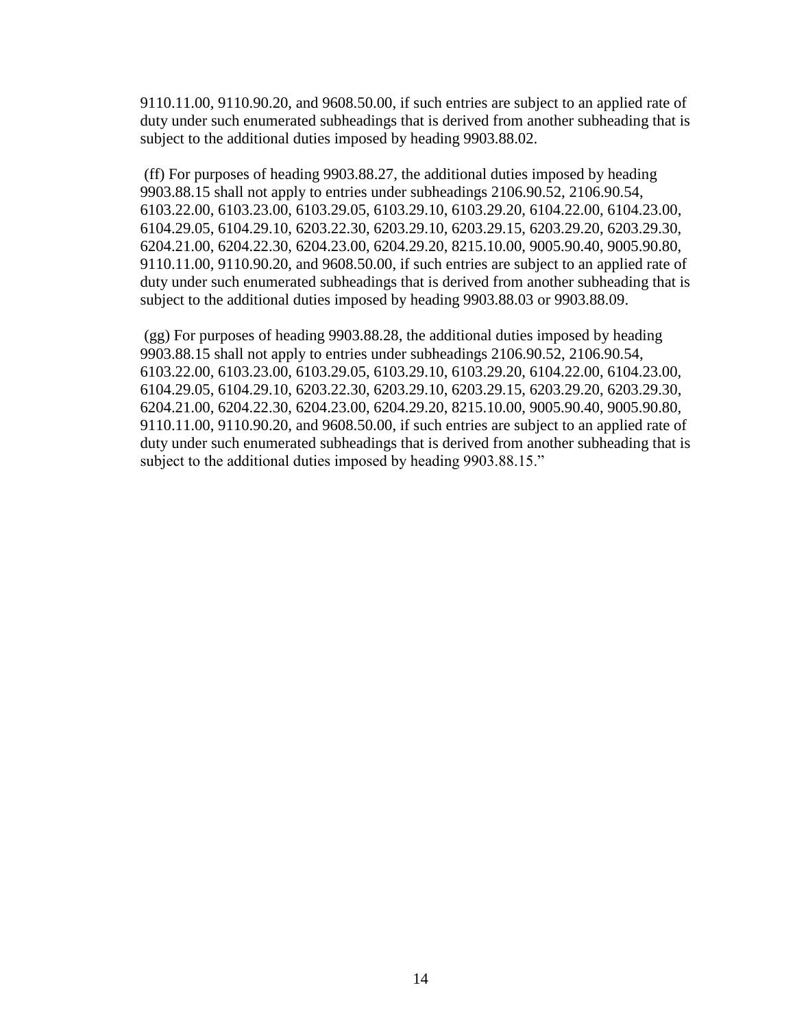9110.11.00, 9110.90.20, and 9608.50.00, if such entries are subject to an applied rate of duty under such enumerated subheadings that is derived from another subheading that is subject to the additional duties imposed by heading 9903.88.02.

(ff) For purposes of heading 9903.88.27, the additional duties imposed by heading 9903.88.15 shall not apply to entries under subheadings 2106.90.52, 2106.90.54, 6103.22.00, 6103.23.00, 6103.29.05, 6103.29.10, 6103.29.20, 6104.22.00, 6104.23.00, 6104.29.05, 6104.29.10, 6203.22.30, 6203.29.10, 6203.29.15, 6203.29.20, 6203.29.30, 6204.21.00, 6204.22.30, 6204.23.00, 6204.29.20, 8215.10.00, 9005.90.40, 9005.90.80, 9110.11.00, 9110.90.20, and 9608.50.00, if such entries are subject to an applied rate of duty under such enumerated subheadings that is derived from another subheading that is subject to the additional duties imposed by heading 9903.88.03 or 9903.88.09.

(gg) For purposes of heading 9903.88.28, the additional duties imposed by heading 9903.88.15 shall not apply to entries under subheadings 2106.90.52, 2106.90.54, 6103.22.00, 6103.23.00, 6103.29.05, 6103.29.10, 6103.29.20, 6104.22.00, 6104.23.00, 6104.29.05, 6104.29.10, 6203.22.30, 6203.29.10, 6203.29.15, 6203.29.20, 6203.29.30, 6204.21.00, 6204.22.30, 6204.23.00, 6204.29.20, 8215.10.00, 9005.90.40, 9005.90.80, 9110.11.00, 9110.90.20, and 9608.50.00, if such entries are subject to an applied rate of duty under such enumerated subheadings that is derived from another subheading that is subject to the additional duties imposed by heading 9903.88.15."